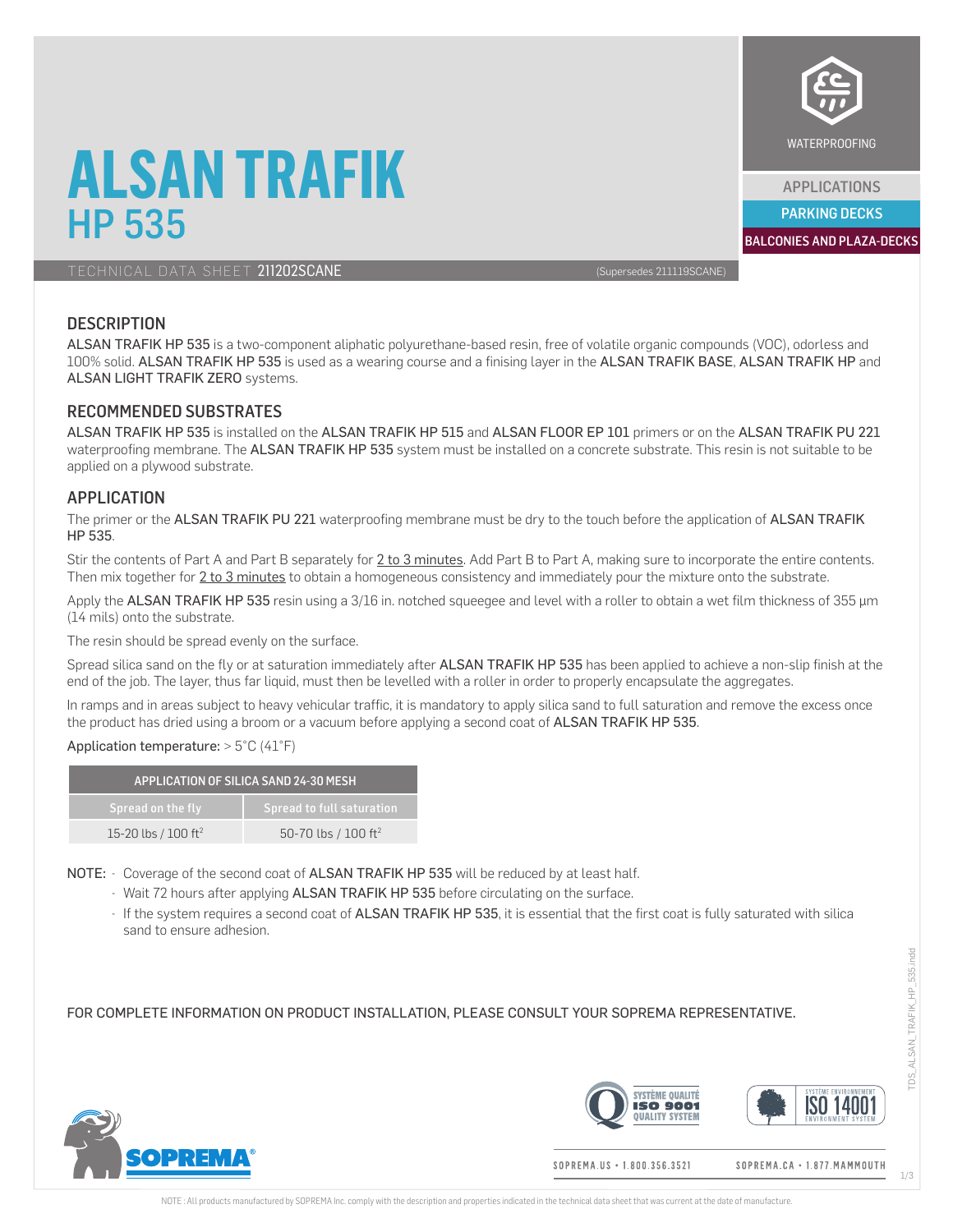# ALSAN TRAFIK HP 535

WATERPROOFING

APPLICATIONS

PARKING DECKS

BALCONIES AND PLAZA-DECKS

TECHNICAL DATA SHEET 211202SCANE (Supersedes 211119SCANE)

## DESCRIPTION

ALSAN TRAFIK HP 535 is a two-component aliphatic polyurethane-based resin, free of volatile organic compounds (VOC), odorless and 100% solid. ALSAN TRAFIK HP 535 is used as a wearing course and a finising layer in the ALSAN TRAFIK BASE, ALSAN TRAFIK HP and ALSAN LIGHT TRAFIK ZERO systems.

## RECOMMENDED SUBSTRATES

ALSAN TRAFIK HP 535 is installed on the ALSAN TRAFIK HP 515 and ALSAN FLOOR EP 101 primers or on the ALSAN TRAFIK PU 221 waterproofing membrane. The ALSAN TRAFIK HP 535 system must be installed on a concrete substrate. This resin is not suitable to be applied on a plywood substrate.

## APPLICATION

The primer or the ALSAN TRAFIK PU 221 waterproofing membrane must be dry to the touch before the application of ALSAN TRAFIK HP 535.

Stir the contents of Part A and Part B separately for 2 to 3 minutes. Add Part B to Part A, making sure to incorporate the entire contents. Then mix together for 2 to 3 minutes to obtain a homogeneous consistency and immediately pour the mixture onto the substrate.

Apply the ALSAN TRAFIK HP 535 resin using a 3/16 in. notched squeegee and level with a roller to obtain a wet film thickness of 355 µm (14 mils) onto the substrate.

The resin should be spread evenly on the surface.

Spread silica sand on the fly or at saturation immediately after ALSAN TRAFIK HP 535 has been applied to achieve a non-slip finish at the end of the job. The layer, thus far liquid, must then be levelled with a roller in order to properly encapsulate the aggregates.

In ramps and in areas subject to heavy vehicular traffic, it is mandatory to apply silica sand to full saturation and remove the excess once the product has dried using a broom or a vacuum before applying a second coat of ALSAN TRAFIK HP 535.

Application temperature: > 5°C (41°F)

| APPLICATION OF SILICA SAND 24-30 MESH | |
|---|---|
| **Spread on the fly** | **Spread to full saturation** |
| 15-20 lbs / 100 ft$^2$ | 50-70 lbs / 100 ft$^2$ |

NOTE:
- Coverage of the second coat of ALSAN TRAFIK HP 535 will be reduced by at least half.
- Wait 72 hours after applying ALSAN TRAFIK HP 535 before circulating on the surface.
- If the system requires a second coat of ALSAN TRAFIK HP 535, it is essential that the first coat is fully saturated with silica sand to ensure adhesion.

FOR COMPLETE INFORMATION ON PRODUCT INSTALLATION, PLEASE CONSULT YOUR SOPREMA REPRESENTATIVE.

SOPREMA.US • 1.800.356.3521 SOPREMA.CA • 1.877.MAMMOUTH

NOTE : All products manufactured by SOPREMA Inc. comply with the description and properties indicated in the technical data sheet that was current at the date of manufacture.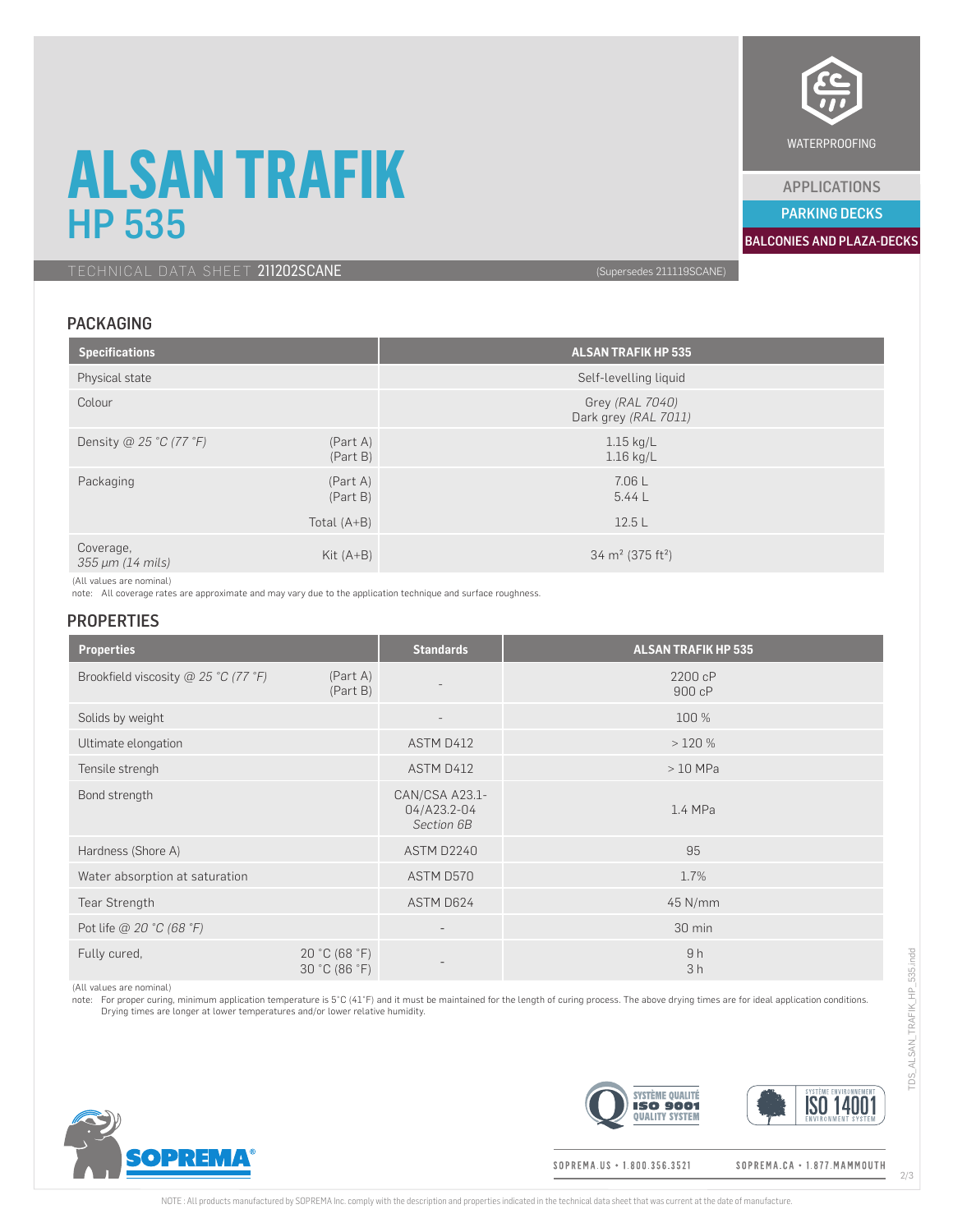# ALSAN TRAFIK
## HP 535

TECHNICAL DATA SHEET 211202SCANE (Supersedes 211119SCANE)

WATERPROOFING

APPLICATIONS
PARKING DECKS
BALCONIES AND PLAZA-DECKS

## PACKAGING

| Specifications | | ALSAN TRAFIK HP 535 |
|---|---|---|
| Physical state | | Self-levelling liquid |
| Colour | | Grey *(RAL 7040)*<br>Dark grey *(RAL 7011)* |
| Density @ *25 °C (77 °F)* | (Part A)<br>(Part B) | 1.15 kg/L<br>1.16 kg/L |
| Packaging | (Part A)<br>(Part B) | 7.06 L<br>5.44 L |
| | Total (A+B) | 12.5 L |
| Coverage,<br>*355 µm (14 mils)* | Kit (A+B) | 34 m² (375 ft²) |

(All values are nominal)
note: All coverage rates are approximate and may vary due to the application technique and surface roughness.

## PROPERTIES

| Properties | | Standards | ALSAN TRAFIK HP 535 |
|---|---|---|---|
| Brookfield viscosity @ *25 °C (77 °F)* | (Part A)<br>(Part B) | - | 2200 cP<br>900 cP |
| Solids by weight | | - | 100 % |
| Ultimate elongation | | ASTM D412 | > 120 % |
| Tensile strengh | | ASTM D412 | > 10 MPa |
| Bond strength | | CAN/CSA A23.1-04/A23.2-04 *Section 6B* | 1.4 MPa |
| Hardness (Shore A) | | ASTM D2240 | 95 |
| Water absorption at saturation | | ASTM D570 | 1.7% |
| Tear Strength | | ASTM D624 | 45 N/mm |
| Pot life @ *20 °C (68 °F)* | | - | 30 min |
| Fully cured, | 20 °C (68 °F)<br>30 °C (86 °F) | - | 9 h<br>3 h |

(All values are nominal)
note: For proper curing, minimum application temperature is 5°C (41°F) and it must be maintained for the length of curing process. The above drying times are for ideal application conditions. Drying times are longer at lower temperatures and/or lower relative humidity.

SOPREMA.US • 1.800.356.3521 SOPREMA.CA • 1.877.MAMMOUTH

NOTE : All products manufactured by SOPREMA Inc. comply with the description and properties indicated in the technical data sheet that was current at the date of manufacture.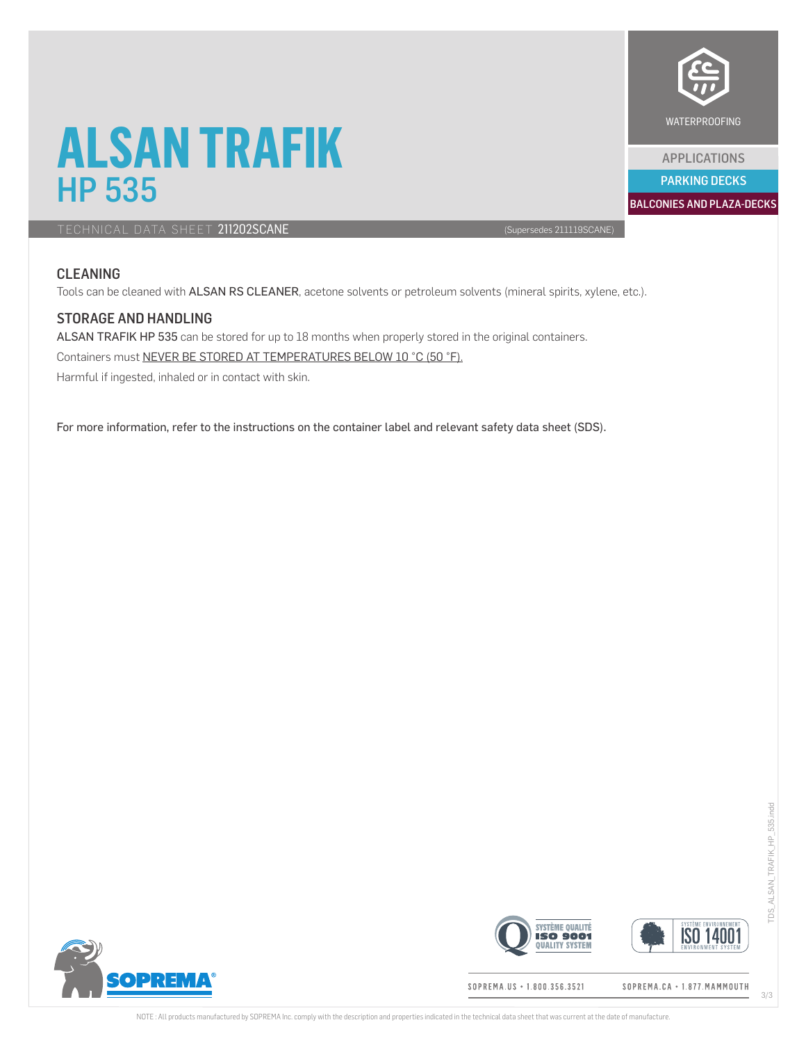# ALSAN TRAFIK
## HP 535

TECHNICAL DATA SHEET 211202SCANE (Supersedes 211119SCANE)

WATERPROOFING

APPLICATIONS

PARKING DECKS

BALCONIES AND PLAZA-DECKS

### CLEANING

Tools can be cleaned with ALSAN RS CLEANER, acetone solvents or petroleum solvents (mineral spirits, xylene, etc.).

### STORAGE AND HANDLING

ALSAN TRAFIK HP 535 can be stored for up to 18 months when properly stored in the original containers.

Containers must NEVER BE STORED AT TEMPERATURES BELOW 10 °C (50 °F).

Harmful if ingested, inhaled or in contact with skin.

For more information, refer to the instructions on the container label and relevant safety data sheet (SDS).

SOPREMA.US • 1.800.356.3521 SOPREMA.CA • 1.877.MAMMOUTH

NOTE : All products manufactured by SOPREMA Inc. comply with the description and properties indicated in the technical data sheet that was current at the date of manufacture.